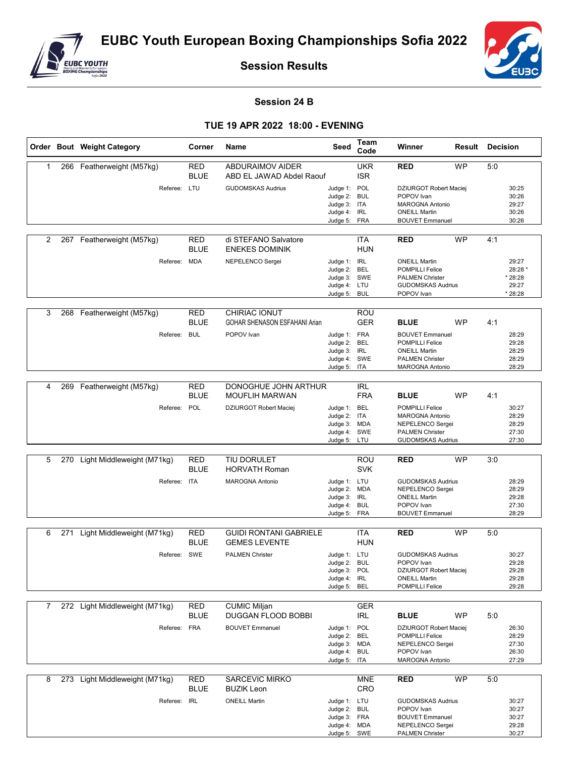# EUBC Youth European Boxing Championships Sofia 2022

## Session Results

### Session 24 B

### TUE 19 APR 2022 18:00 - EVENING

| Order | Bout | Weight Category | Corner | Name | Seed | Team Code | Winner | Result | Decision |
|---|---|---|---|---|---|---|---|---|---|
| 1 | 266 | Featherweight (M57kg) | RED | ABDURAIMOV AIDER | | UKR | RED | WP | 5:0 |
| | | | BLUE | ABD EL JAWAD Abdel Raouf | | ISR | | | |
| | | Referee: | LTU | GUDOMSKAS Audrius | Judge 1: | POL | DZIURGOT Robert Maciej | | 30:25 |
| | | | | | Judge 2: | BUL | POPOV Ivan | | 30:26 |
| | | | | | Judge 3: | ITA | MAROGNA Antonio | | 29:27 |
| | | | | | Judge 4: | IRL | ONEILL Martin | | 30:26 |
| | | | | | Judge 5: | FRA | BOUVET Emmanuel | | 30:26 |
| 2 | 267 | Featherweight (M57kg) | RED | di STEFANO Salvatore | | ITA | RED | WP | 4:1 |
| | | | BLUE | ENEKES DOMINIK | | HUN | | | |
| | | Referee: | MDA | NEPELENCO Sergei | Judge 1: | IRL | ONEILL Martin | | 29:27 |
| | | | | | Judge 2: | BEL | POMPILLI Felice | | 28:28 * |
| | | | | | Judge 3: | SWE | PALMEN Christer | | * 28:28 |
| | | | | | Judge 4: | LTU | GUDOMSKAS Audrius | | 29:27 |
| | | | | | Judge 5: | BUL | POPOV Ivan | | * 28:28 |
| 3 | 268 | Featherweight (M57kg) | RED | CHIRIAC IONUT | | ROU | | | |
| | | | BLUE | GOHAR SHENASON ESFAHANI Arian | | GER | BLUE | WP | 4:1 |
| | | Referee: | BUL | POPOV Ivan | Judge 1: | FRA | BOUVET Emmanuel | | 28:29 |
| | | | | | Judge 2: | BEL | POMPILLI Felice | | 29:28 |
| | | | | | Judge 3: | IRL | ONEILL Martin | | 28:29 |
| | | | | | Judge 4: | SWE | PALMEN Christer | | 28:29 |
| | | | | | Judge 5: | ITA | MAROGNA Antonio | | 28:29 |
| 4 | 269 | Featherweight (M57kg) | RED | DONOGHUE JOHN ARTHUR | | IRL | | | |
| | | | BLUE | MOUFLIH MARWAN | | FRA | BLUE | WP | 4:1 |
| | | Referee: | POL | DZIURGOT Robert Maciej | Judge 1: | BEL | POMPILLI Felice | | 30:27 |
| | | | | | Judge 2: | ITA | MAROGNA Antonio | | 28:29 |
| | | | | | Judge 3: | MDA | NEPELENCO Sergei | | 28:29 |
| | | | | | Judge 4: | SWE | PALMEN Christer | | 27:30 |
| | | | | | Judge 5: | LTU | GUDOMSKAS Audrius | | 27:30 |
| 5 | 270 | Light Middleweight (M71kg) | RED | TIU DORULET | | ROU | RED | WP | 3:0 |
| | | | BLUE | HORVATH Roman | | SVK | | | |
| | | Referee: | ITA | MAROGNA Antonio | Judge 1: | LTU | GUDOMSKAS Audrius | | 28:29 |
| | | | | | Judge 2: | MDA | NEPELENCO Sergei | | 28:29 |
| | | | | | Judge 3: | IRL | ONEILL Martin | | 29:28 |
| | | | | | Judge 4: | BUL | POPOV Ivan | | 27:30 |
| | | | | | Judge 5: | FRA | BOUVET Emmanuel | | 28:29 |
| 6 | 271 | Light Middleweight (M71kg) | RED | GUIDI RONTANI GABRIELE | | ITA | RED | WP | 5:0 |
| | | | BLUE | GEMES LEVENTE | | HUN | | | |
| | | Referee: | SWE | PALMEN Christer | Judge 1: | LTU | GUDOMSKAS Audrius | | 30:27 |
| | | | | | Judge 2: | BUL | POPOV Ivan | | 29:28 |
| | | | | | Judge 3: | POL | DZIURGOT Robert Maciej | | 29:28 |
| | | | | | Judge 4: | IRL | ONEILL Martin | | 29:28 |
| | | | | | Judge 5: | BEL | POMPILLI Felice | | 29:28 |
| 7 | 272 | Light Middleweight (M71kg) | RED | CUMIC Miljan | | GER | | | |
| | | | BLUE | DUGGAN FLOOD BOBBI | | IRL | BLUE | WP | 5:0 |
| | | Referee: | FRA | BOUVET Emmanuel | Judge 1: | POL | DZIURGOT Robert Maciej | | 26:30 |
| | | | | | Judge 2: | BEL | POMPILLI Felice | | 28:29 |
| | | | | | Judge 3: | MDA | NEPELENCO Sergei | | 27:30 |
| | | | | | Judge 4: | BUL | POPOV Ivan | | 26:30 |
| | | | | | Judge 5: | ITA | MAROGNA Antonio | | 27:29 |
| 8 | 273 | Light Middleweight (M71kg) | RED | SARCEVIC MIRKO | | MNE | RED | WP | 5:0 |
| | | | BLUE | BUZIK Leon | | CRO | | | |
| | | Referee: | IRL | ONEILL Martin | Judge 1: | LTU | GUDOMSKAS Audrius | | 30:27 |
| | | | | | Judge 2: | BUL | POPOV Ivan | | 30:27 |
| | | | | | Judge 3: | FRA | BOUVET Emmanuel | | 30:27 |
| | | | | | Judge 4: | MDA | NEPELENCO Sergei | | 29:28 |
| | | | | | Judge 5: | SWE | PALMEN Christer | | 30:27 |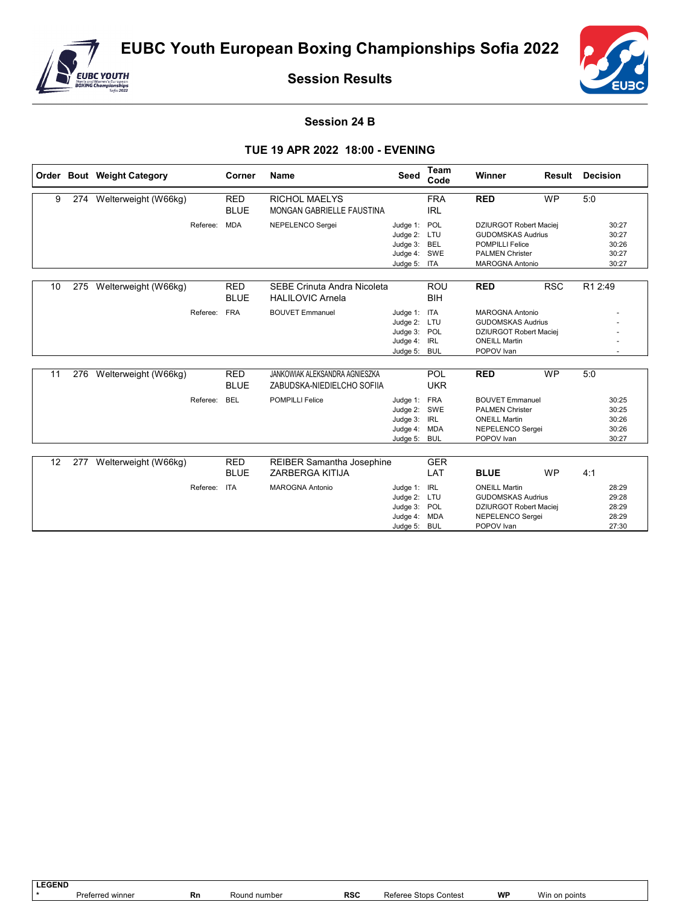# EUBC Youth European Boxing Championships Sofia 2022

## Session Results

### Session 24 B

### TUE 19 APR 2022 18:00 - EVENING

| Order | Bout | Weight Category | Corner | Name | Seed | Team Code | Winner | Result | Decision |
|---|---|---|---|---|---|---|---|---|---|
| 9 | 274 | Welterweight (W66kg) | RED | RICHOL MAELYS | | FRA | RED | WP | 5:0 |
| | | | BLUE | MONGAN GABRIELLE FAUSTINA | | IRL | | | |
| | | Referee: | MDA | NEPELENCO Sergei | Judge 1: | POL | DZIURGOT Robert Maciej | | 30:27 |
| | | | | | Judge 2: | LTU | GUDOMSKAS Audrius | | 30:27 |
| | | | | | Judge 3: | BEL | POMPILLI Felice | | 30:26 |
| | | | | | Judge 4: | SWE | PALMEN Christer | | 30:27 |
| | | | | | Judge 5: | ITA | MAROGNA Antonio | | 30:27 |
| 10 | 275 | Welterweight (W66kg) | RED | SEBE Crinuta Andra Nicoleta | | ROU | RED | RSC | R1 2:49 |
| | | | BLUE | HALILOVIC Arnela | | BIH | | | |
| | | Referee: | FRA | BOUVET Emmanuel | Judge 1: | ITA | MAROGNA Antonio | | - |
| | | | | | Judge 2: | LTU | GUDOMSKAS Audrius | | - |
| | | | | | Judge 3: | POL | DZIURGOT Robert Maciej | | - |
| | | | | | Judge 4: | IRL | ONEILL Martin | | - |
| | | | | | Judge 5: | BUL | POPOV Ivan | | - |
| 11 | 276 | Welterweight (W66kg) | RED | JANKOWIAK ALEKSANDRA AGNIESZKA | | POL | RED | WP | 5:0 |
| | | | BLUE | ZABUDSKA-NIEDIELCHO SOFIIA | | UKR | | | |
| | | Referee: | BEL | POMPILLI Felice | Judge 1: | FRA | BOUVET Emmanuel | | 30:25 |
| | | | | | Judge 2: | SWE | PALMEN Christer | | 30:25 |
| | | | | | Judge 3: | IRL | ONEILL Martin | | 30:26 |
| | | | | | Judge 4: | MDA | NEPELENCO Sergei | | 30:26 |
| | | | | | Judge 5: | BUL | POPOV Ivan | | 30:27 |
| 12 | 277 | Welterweight (W66kg) | RED | REIBER Samantha Josephine | | GER | | | |
| | | | BLUE | ZARBERGA KITIJA | | LAT | BLUE | WP | 4:1 |
| | | Referee: | ITA | MAROGNA Antonio | Judge 1: | IRL | ONEILL Martin | | 28:29 |
| | | | | | Judge 2: | LTU | GUDOMSKAS Audrius | | 29:28 |
| | | | | | Judge 3: | POL | DZIURGOT Robert Maciej | | 28:29 |
| | | | | | Judge 4: | MDA | NEPELENCO Sergei | | 28:29 |
| | | | | | Judge 5: | BUL | POPOV Ivan | | 27:30 |

**LEGEND**

| | | | | | | | |
|---|---|---|---|---|---|---|---|
| * | Preferred winner | Rn | Round number | RSC | Referee Stops Contest | WP | Win on points |